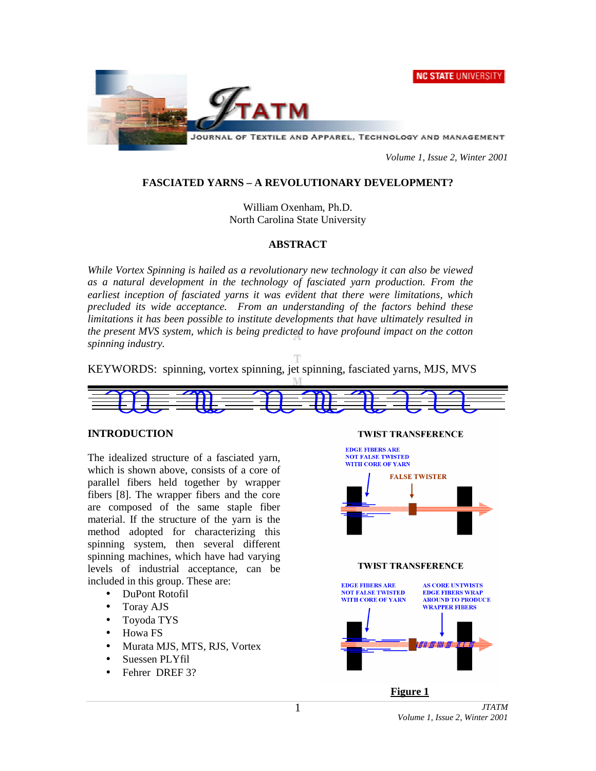# FASCIATED YARNS – A REVOLUTIONARY DEVELOPMENT?

William Oxenham, Ph.D.
North Carolina State University

## ABSTRACT

*While Vortex Spinning is hailed as a revolutionary new technology it can also be viewed as a natural development in the technology of fasciated yarn production. From the earliest inception of fasciated yarns it was evident that there were limitations, which precluded its wide acceptance. From an understanding of the factors behind these limitations it has been possible to institute developments that have ultimately resulted in the present MVS system, which is being predicted to have profound impact on the cotton spinning industry.*

KEYWORDS: spinning, vortex spinning, jet spinning, fasciated yarns, MJS, MVS

## INTRODUCTION

The idealized structure of a fasciated yarn, which is shown above, consists of a core of parallel fibers held together by wrapper fibers [8]. The wrapper fibers and the core are composed of the same staple fiber material. If the structure of the yarn is the method adopted for characterizing this spinning system, then several different spinning machines, which have had varying levels of industrial acceptance, can be included in this group. These are:

- DuPont Rotofil
- Toray AJS
- Toyoda TYS
- Howa FS
- Murata MJS, MTS, RJS, Vortex
- Suessen PLYfil
- Fehrer DREF 3?

TWIST TRANSFERENCE

EDGE FIBERS ARE NOT FALSE TWISTED WITH CORE OF YARN

FALSE TWISTER

TWIST TRANSFERENCE

EDGE FIBERS ARE NOT FALSE TWISTED WITH CORE OF YARN

AS CORE UNTWISTS EDGE FIBERS WRAP AROUND TO PRODUCE WRAPPER FIBERS

**Figure 1**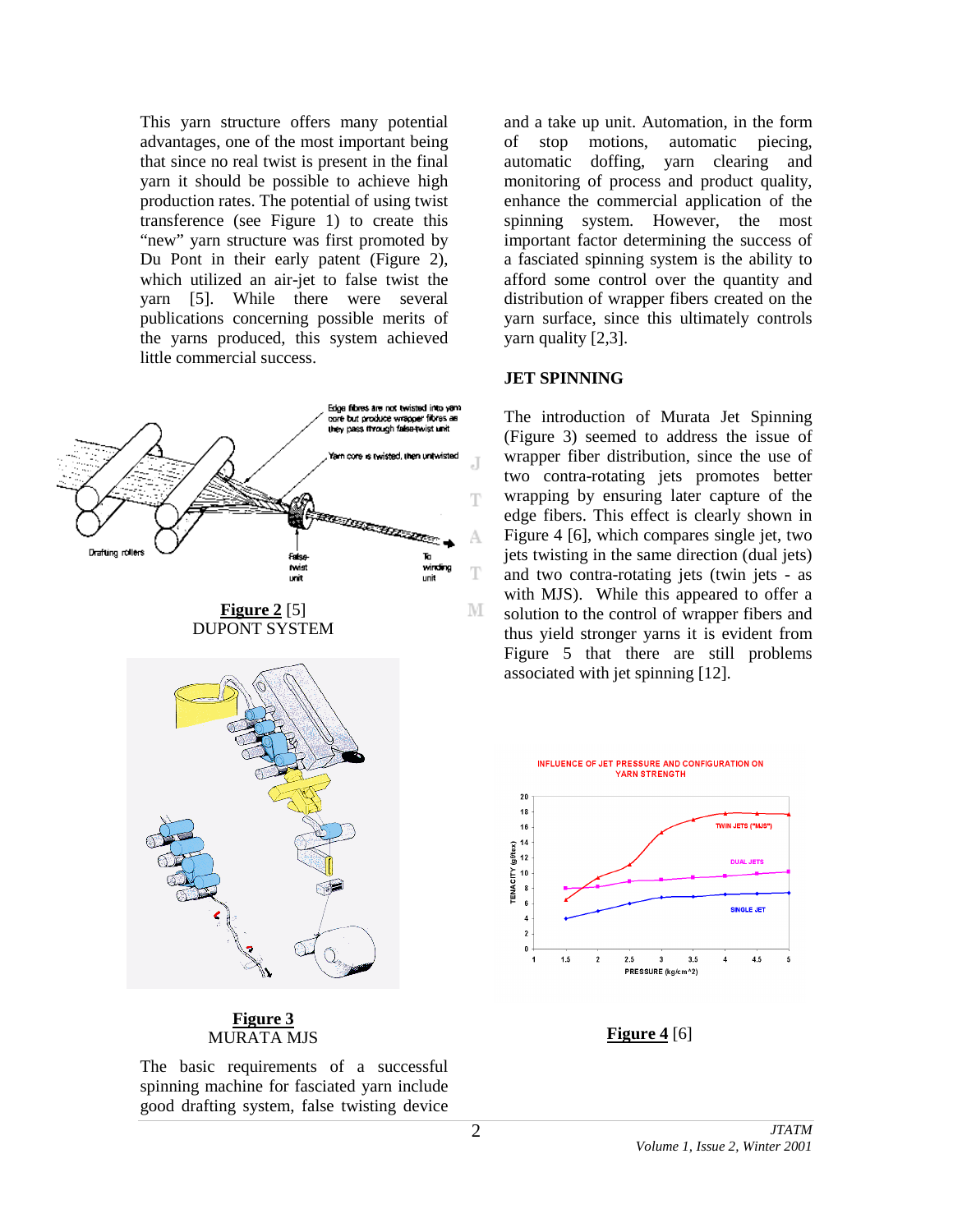This yarn structure offers many potential advantages, one of the most important being that since no real twist is present in the final yarn it should be possible to achieve high production rates. The potential of using twist transference (see Figure 1) to create this "new" yarn structure was first promoted by Du Pont in their early patent (Figure 2), which utilized an air-jet to false twist the yarn [5]. While there were several publications concerning possible merits of the yarns produced, this system achieved little commercial success.

**Figure 2** [5]
DUPONT SYSTEM

**Figure 3**
MURATA MJS

The basic requirements of a successful spinning machine for fasciated yarn include good drafting system, false twisting device and a take up unit. Automation, in the form of stop motions, automatic piecing, automatic doffing, yarn clearing and monitoring of process and product quality, enhance the commercial application of the spinning system. However, the most important factor determining the success of a fasciated spinning system is the ability to afford some control over the quantity and distribution of wrapper fibers created on the yarn surface, since this ultimately controls yarn quality [2,3].

## JET SPINNING

The introduction of Murata Jet Spinning (Figure 3) seemed to address the issue of wrapper fiber distribution, since the use of two contra-rotating jets promotes better wrapping by ensuring later capture of the edge fibers. This effect is clearly shown in Figure 4 [6], which compares single jet, two jets twisting in the same direction (dual jets) and two contra-rotating jets (twin jets - as with MJS). While this appeared to offer a solution to the control of wrapper fibers and thus yield stronger yarns it is evident from Figure 5 that there are still problems associated with jet spinning [12].

**Figure 4** [6]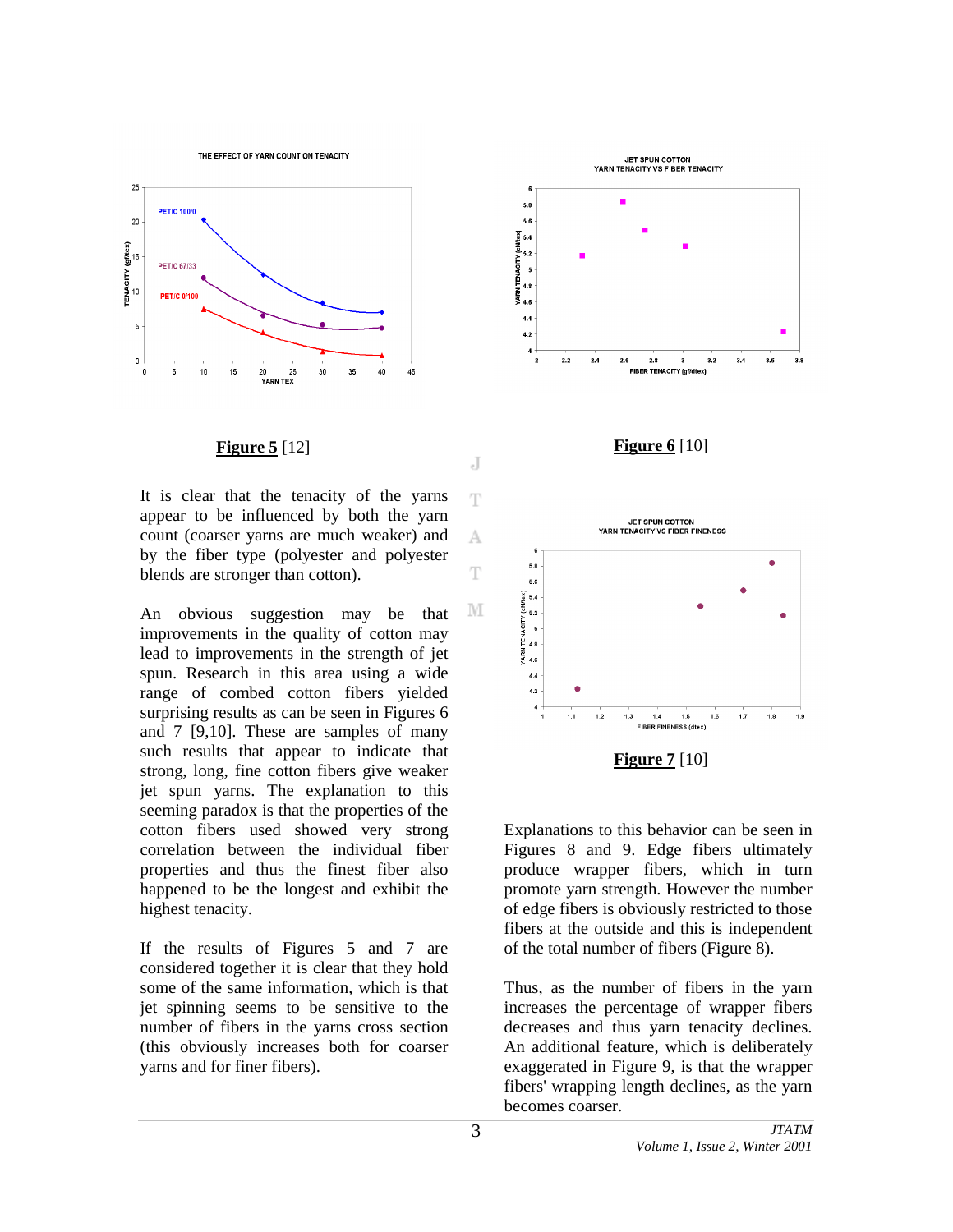**Figure 5** [12]

**Figure 6** [10]

It is clear that the tenacity of the yarns appear to be influenced by both the yarn count (coarser yarns are much weaker) and by the fiber type (polyester and polyester blends are stronger than cotton).

An obvious suggestion may be that improvements in the quality of cotton may lead to improvements in the strength of jet spun. Research in this area using a wide range of combed cotton fibers yielded surprising results as can be seen in Figures 6 and 7 [9,10]. These are samples of many such results that appear to indicate that strong, long, fine cotton fibers give weaker jet spun yarns. The explanation to this seeming paradox is that the properties of the cotton fibers used showed very strong correlation between the individual fiber properties and thus the finest fiber also happened to be the longest and exhibit the highest tenacity.

If the results of Figures 5 and 7 are considered together it is clear that they hold some of the same information, which is that jet spinning seems to be sensitive to the number of fibers in the yarns cross section (this obviously increases both for coarser yarns and for finer fibers).

**Figure 7** [10]

Explanations to this behavior can be seen in Figures 8 and 9. Edge fibers ultimately produce wrapper fibers, which in turn promote yarn strength. However the number of edge fibers is obviously restricted to those fibers at the outside and this is independent of the total number of fibers (Figure 8).

Thus, as the number of fibers in the yarn increases the percentage of wrapper fibers decreases and thus yarn tenacity declines. An additional feature, which is deliberately exaggerated in Figure 9, is that the wrapper fibers' wrapping length declines, as the yarn becomes coarser.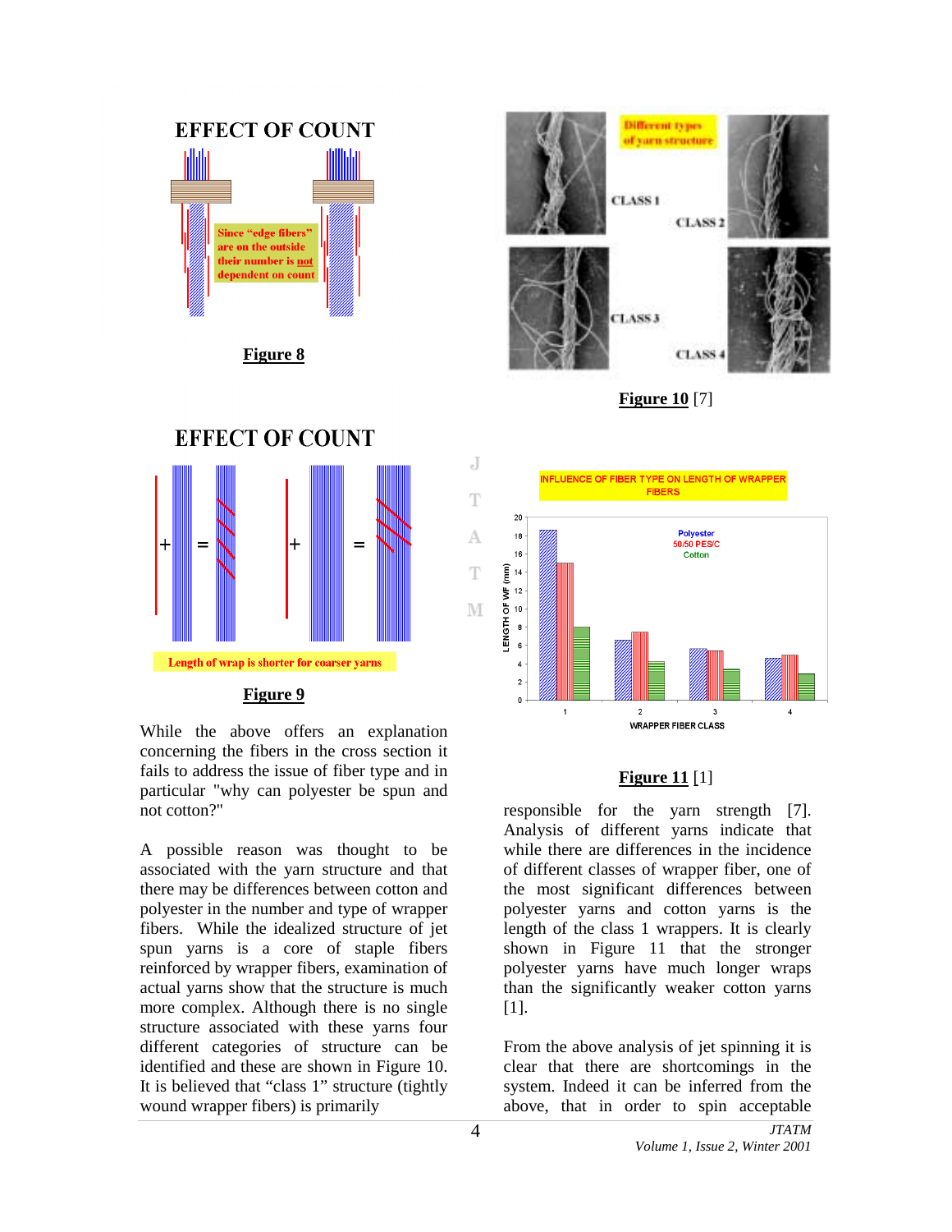EFFECT OF COUNT

Since "edge fibers" are on the outside their number is not dependent on count

**Figure 8**

EFFECT OF COUNT

Length of wrap is shorter for coarser yarns

**Figure 9**

While the above offers an explanation concerning the fibers in the cross section it fails to address the issue of fiber type and in particular "why can polyester be spun and not cotton?"

A possible reason was thought to be associated with the yarn structure and that there may be differences between cotton and polyester in the number and type of wrapper fibers. While the idealized structure of jet spun yarns is a core of staple fibers reinforced by wrapper fibers, examination of actual yarns show that the structure is much more complex. Although there is no single structure associated with these yarns four different categories of structure can be identified and these are shown in Figure 10. It is believed that "class 1" structure (tightly wound wrapper fibers) is primarily

Different types of yarn structure

CLASS 1 CLASS 2 CLASS 3 CLASS 4

**Figure 10** [7]

INFLUENCE OF FIBER TYPE ON LENGTH OF WRAPPER FIBERS

**Figure 11** [1]

responsible for the yarn strength [7]. Analysis of different yarns indicate that while there are differences in the incidence of different classes of wrapper fiber, one of the most significant differences between polyester yarns and cotton yarns is the length of the class 1 wrappers. It is clearly shown in Figure 11 that the stronger polyester yarns have much longer wraps than the significantly weaker cotton yarns [1].

From the above analysis of jet spinning it is clear that there are shortcomings in the system. Indeed it can be inferred from the above, that in order to spin acceptable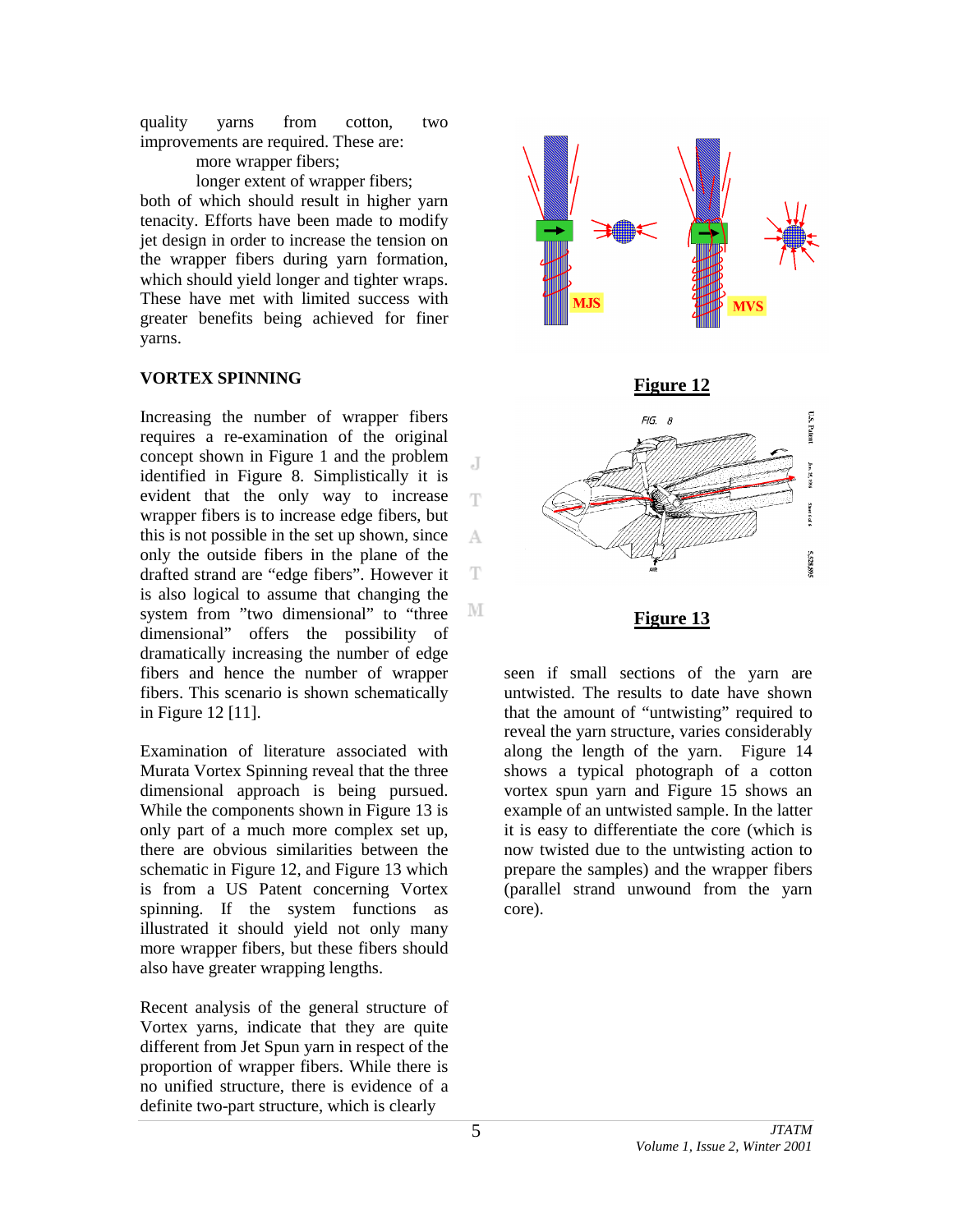quality yarns from cotton, two improvements are required. These are:

more wrapper fibers;

longer extent of wrapper fibers;

both of which should result in higher yarn tenacity. Efforts have been made to modify jet design in order to increase the tension on the wrapper fibers during yarn formation, which should yield longer and tighter wraps. These have met with limited success with greater benefits being achieved for finer yarns.

## VORTEX SPINNING

Increasing the number of wrapper fibers requires a re-examination of the original concept shown in Figure 1 and the problem identified in Figure 8. Simplistically it is evident that the only way to increase wrapper fibers is to increase edge fibers, but this is not possible in the set up shown, since only the outside fibers in the plane of the drafted strand are "edge fibers". However it is also logical to assume that changing the system from "two dimensional" to "three dimensional" offers the possibility of dramatically increasing the number of edge fibers and hence the number of wrapper fibers. This scenario is shown schematically in Figure 12 [11].

Examination of literature associated with Murata Vortex Spinning reveal that the three dimensional approach is being pursued. While the components shown in Figure 13 is only part of a much more complex set up, there are obvious similarities between the schematic in Figure 12, and Figure 13 which is from a US Patent concerning Vortex spinning. If the system functions as illustrated it should yield not only many more wrapper fibers, but these fibers should also have greater wrapping lengths.

Recent analysis of the general structure of Vortex yarns, indicate that they are quite different from Jet Spun yarn in respect of the proportion of wrapper fibers. While there is no unified structure, there is evidence of a definite two-part structure, which is clearly seen if small sections of the yarn are untwisted. The results to date have shown that the amount of "untwisting" required to reveal the yarn structure, varies considerably along the length of the yarn. Figure 14 shows a typical photograph of a cotton vortex spun yarn and Figure 15 shows an example of an untwisted sample. In the latter it is easy to differentiate the core (which is now twisted due to the untwisting action to prepare the samples) and the wrapper fibers (parallel strand unwound from the yarn core).

**Figure 12**

**Figure 13**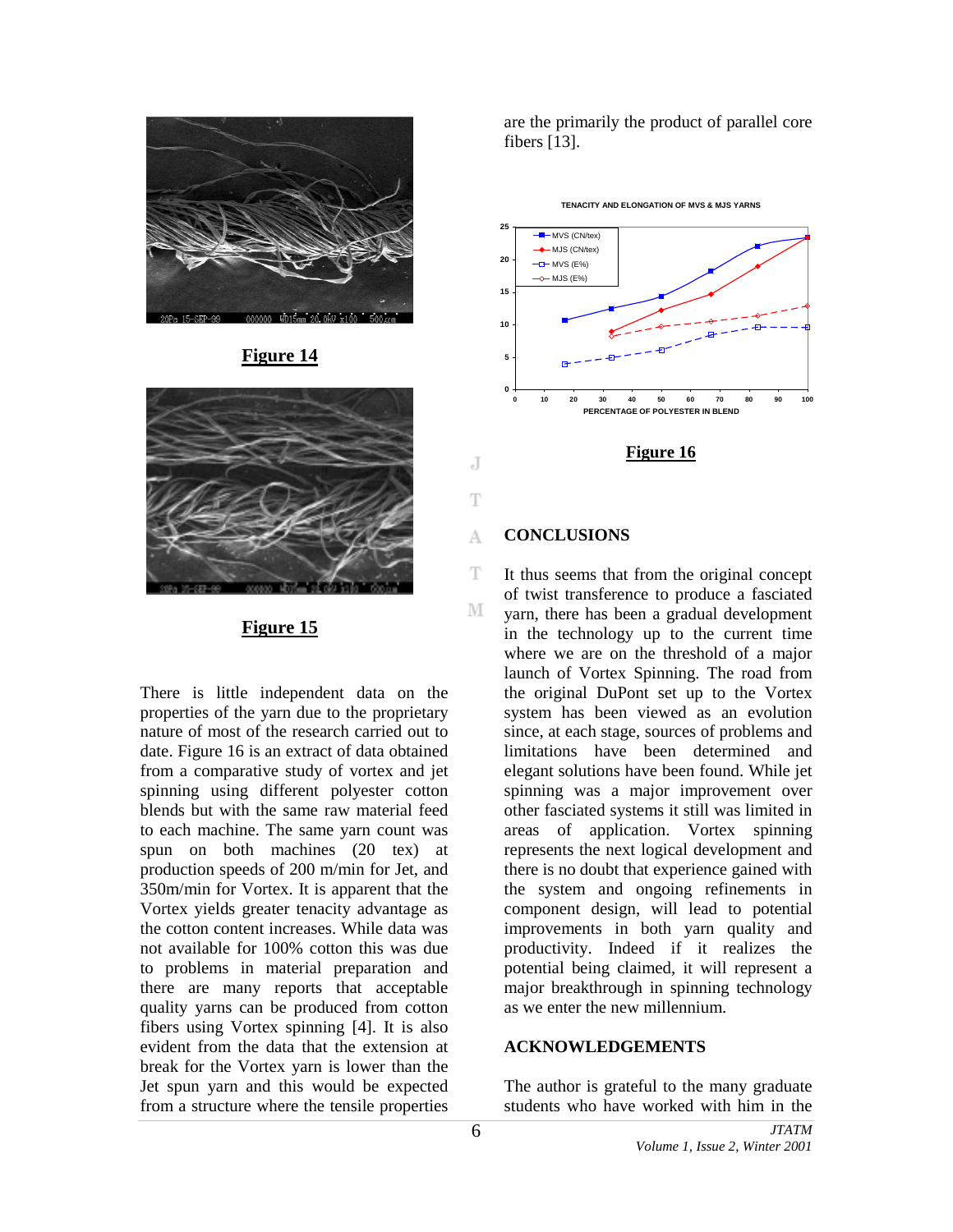Figure 14

Figure 15

There is little independent data on the properties of the yarn due to the proprietary nature of most of the research carried out to date. Figure 16 is an extract of data obtained from a comparative study of vortex and jet spinning using different polyester cotton blends but with the same raw material feed to each machine. The same yarn count was spun on both machines (20 tex) at production speeds of 200 m/min for Jet, and 350m/min for Vortex. It is apparent that the Vortex yields greater tenacity advantage as the cotton content increases. While data was not available for 100% cotton this was due to problems in material preparation and there are many reports that acceptable quality yarns can be produced from cotton fibers using Vortex spinning [4]. It is also evident from the data that the extension at break for the Vortex yarn is lower than the Jet spun yarn and this would be expected from a structure where the tensile properties are the primarily the product of parallel core fibers [13].

Figure 16

## CONCLUSIONS

It thus seems that from the original concept of twist transference to produce a fasciated yarn, there has been a gradual development in the technology up to the current time where we are on the threshold of a major launch of Vortex Spinning. The road from the original DuPont set up to the Vortex system has been viewed as an evolution since, at each stage, sources of problems and limitations have been determined and elegant solutions have been found. While jet spinning was a major improvement over other fasciated systems it still was limited in areas of application. Vortex spinning represents the next logical development and there is no doubt that experience gained with the system and ongoing refinements in component design, will lead to potential improvements in both yarn quality and productivity. Indeed if it realizes the potential being claimed, it will represent a major breakthrough in spinning technology as we enter the new millennium.

## ACKNOWLEDGEMENTS

The author is grateful to the many graduate students who have worked with him in the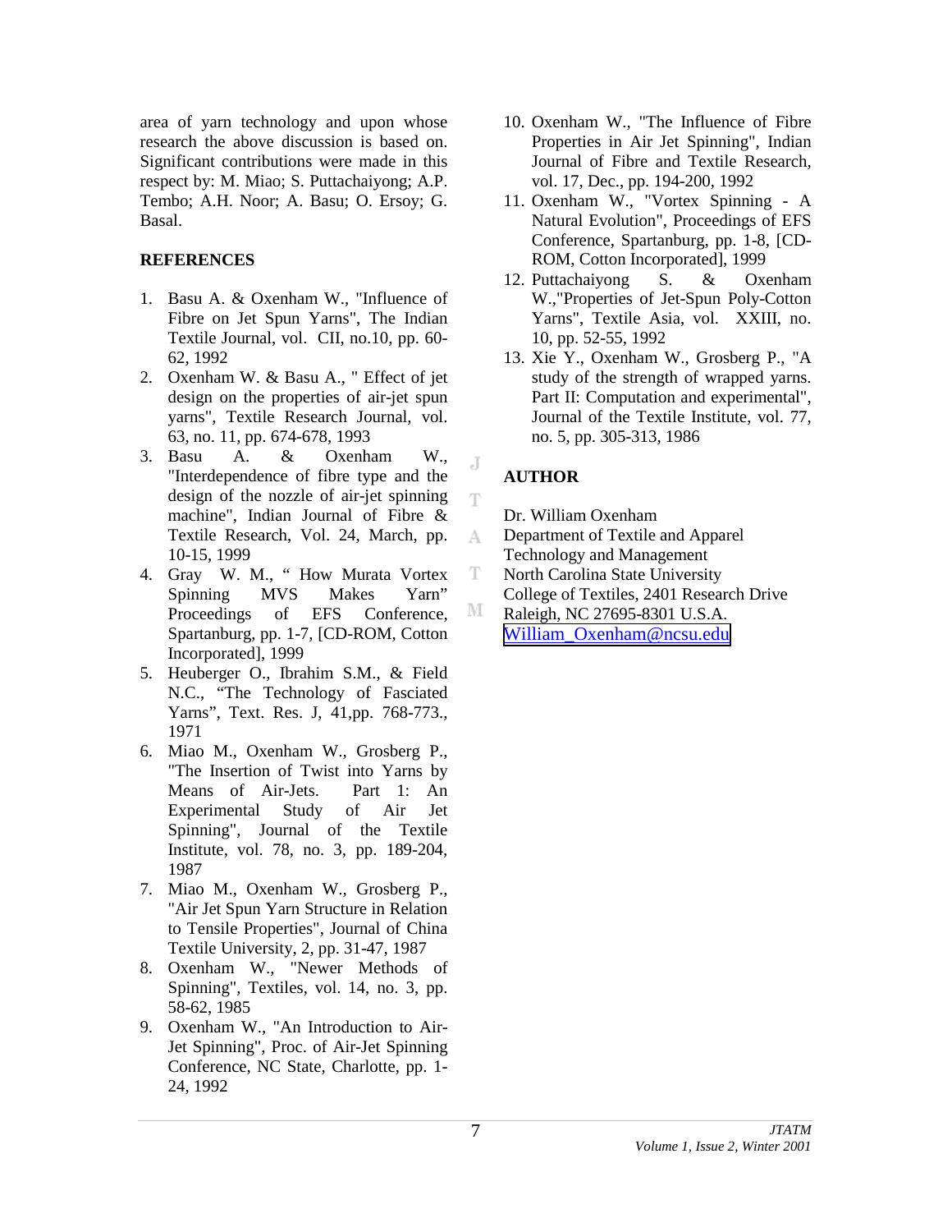area of yarn technology and upon whose research the above discussion is based on. Significant contributions were made in this respect by: M. Miao; S. Puttachaiyong; A.P. Tembo; A.H. Noor; A. Basu; O. Ersoy; G. Basal.

## REFERENCES

1. Basu A. & Oxenham W., "Influence of Fibre on Jet Spun Yarns", The Indian Textile Journal, vol. CII, no.10, pp. 60-62, 1992
2. Oxenham W. & Basu A., " Effect of jet design on the properties of air-jet spun yarns", Textile Research Journal, vol. 63, no. 11, pp. 674-678, 1993
3. Basu A. & Oxenham W., "Interdependence of fibre type and the design of the nozzle of air-jet spinning machine", Indian Journal of Fibre & Textile Research, Vol. 24, March, pp. 10-15, 1999
4. Gray W. M., " How Murata Vortex Spinning MVS Makes Yarn" Proceedings of EFS Conference, Spartanburg, pp. 1-7, [CD-ROM, Cotton Incorporated], 1999
5. Heuberger O., Ibrahim S.M., & Field N.C., "The Technology of Fasciated Yarns", Text. Res. J, 41,pp. 768-773., 1971
6. Miao M., Oxenham W., Grosberg P., "The Insertion of Twist into Yarns by Means of Air-Jets. Part 1: An Experimental Study of Air Jet Spinning", Journal of the Textile Institute, vol. 78, no. 3, pp. 189-204, 1987
7. Miao M., Oxenham W., Grosberg P., "Air Jet Spun Yarn Structure in Relation to Tensile Properties", Journal of China Textile University, 2, pp. 31-47, 1987
8. Oxenham W., "Newer Methods of Spinning", Textiles, vol. 14, no. 3, pp. 58-62, 1985
9. Oxenham W., "An Introduction to Air-Jet Spinning", Proc. of Air-Jet Spinning Conference, NC State, Charlotte, pp. 1-24, 1992
10. Oxenham W., "The Influence of Fibre Properties in Air Jet Spinning", Indian Journal of Fibre and Textile Research, vol. 17, Dec., pp. 194-200, 1992
11. Oxenham W., "Vortex Spinning - A Natural Evolution", Proceedings of EFS Conference, Spartanburg, pp. 1-8, [CD-ROM, Cotton Incorporated], 1999
12. Puttachaiyong S. & Oxenham W.,"Properties of Jet-Spun Poly-Cotton Yarns", Textile Asia, vol. XXIII, no. 10, pp. 52-55, 1992
13. Xie Y., Oxenham W., Grosberg P., "A study of the strength of wrapped yarns. Part II: Computation and experimental", Journal of the Textile Institute, vol. 77, no. 5, pp. 305-313, 1986

## AUTHOR

Dr. William Oxenham
Department of Textile and Apparel Technology and Management
North Carolina State University
College of Textiles, 2401 Research Drive
Raleigh, NC 27695-8301 U.S.A.
William_Oxenham@ncsu.edu